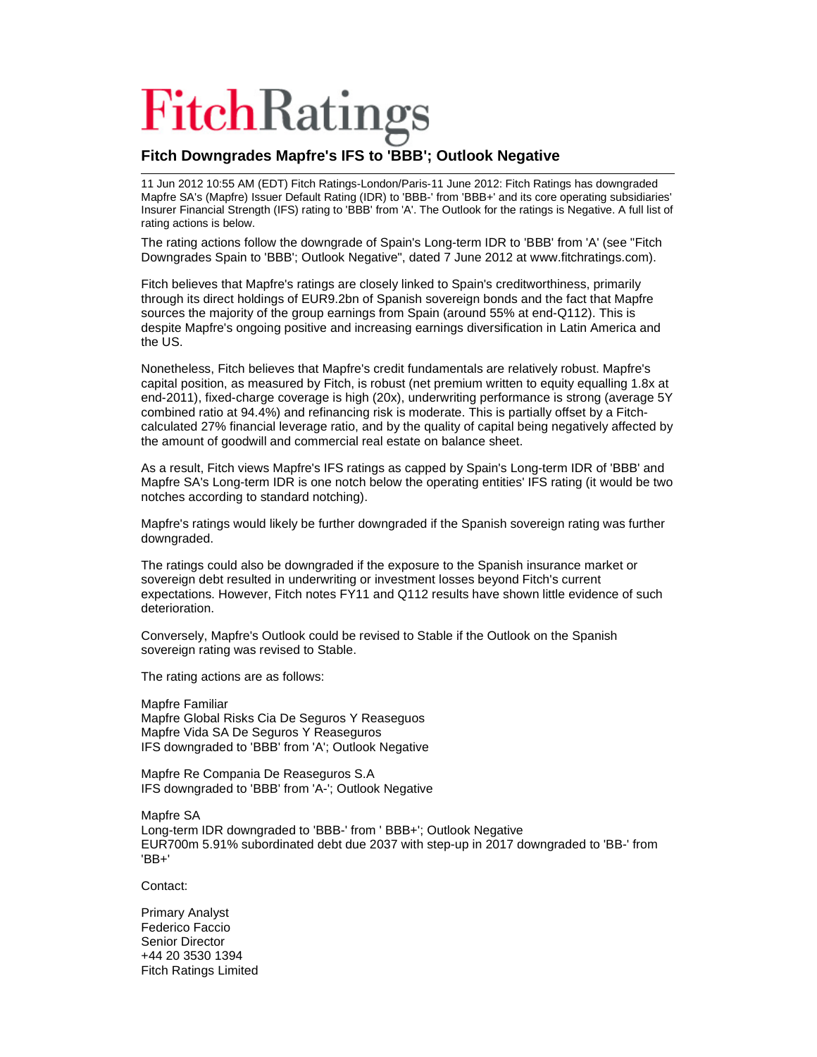# FitchRatings

## Fitch Downgrades Mapfre's IFS to 'BBB'; Outlook Negative

11 Jun 2012 10:55 AM (EDT) Fitch Ratings-London/Paris-11 June 2012: Fitch Ratings has downgraded Mapfre SA's (Mapfre) Issuer Default Rating (IDR) to 'BBB-' from 'BBB+' and its core operating subsidiaries' Insurer Financial Strength (IFS) rating to 'BBB' from 'A'. The Outlook for the ratings is Negative. A full list of rating actions is below.

The rating actions follow the downgrade of Spain's Long-term IDR to 'BBB' from 'A' (see "Fitch Downgrades Spain to 'BBB'; Outlook Negative", dated 7 June 2012 at www.fitchratings.com).

Fitch believes that Mapfre's ratings are closely linked to Spain's creditworthiness, primarily through its direct holdings of EUR9.2bn of Spanish sovereign bonds and the fact that Mapfre sources the majority of the group earnings from Spain (around 55% at end-Q112). This is despite Mapfre's ongoing positive and increasing earnings diversification in Latin America and the US.

Nonetheless, Fitch believes that Mapfre's credit fundamentals are relatively robust. Mapfre's capital position, as measured by Fitch, is robust (net premium written to equity equalling 1.8x at end-2011), fixed-charge coverage is high (20x), underwriting performance is strong (average 5Y combined ratio at 94.4%) and refinancing risk is moderate. This is partially offset by a Fitch-calculated 27% financial leverage ratio, and by the quality of capital being negatively affected by the amount of goodwill and commercial real estate on balance sheet.

As a result, Fitch views Mapfre's IFS ratings as capped by Spain's Long-term IDR of 'BBB' and Mapfre SA's Long-term IDR is one notch below the operating entities' IFS rating (it would be two notches according to standard notching).

Mapfre's ratings would likely be further downgraded if the Spanish sovereign rating was further downgraded.

The ratings could also be downgraded if the exposure to the Spanish insurance market or sovereign debt resulted in underwriting or investment losses beyond Fitch's current expectations. However, Fitch notes FY11 and Q112 results have shown little evidence of such deterioration.

Conversely, Mapfre's Outlook could be revised to Stable if the Outlook on the Spanish sovereign rating was revised to Stable.

The rating actions are as follows:

Mapfre Familiar
Mapfre Global Risks Cia De Seguros Y Reaseguos
Mapfre Vida SA De Seguros Y Reaseguros
IFS downgraded to 'BBB' from 'A'; Outlook Negative

Mapfre Re Compania De Reaseguros S.A
IFS downgraded to 'BBB' from 'A-'; Outlook Negative

Mapfre SA
Long-term IDR downgraded to 'BBB-' from ' BBB+'; Outlook Negative
EUR700m 5.91% subordinated debt due 2037 with step-up in 2017 downgraded to 'BB-' from 'BB+'

Contact:

Primary Analyst
Federico Faccio
Senior Director
+44 20 3530 1394
Fitch Ratings Limited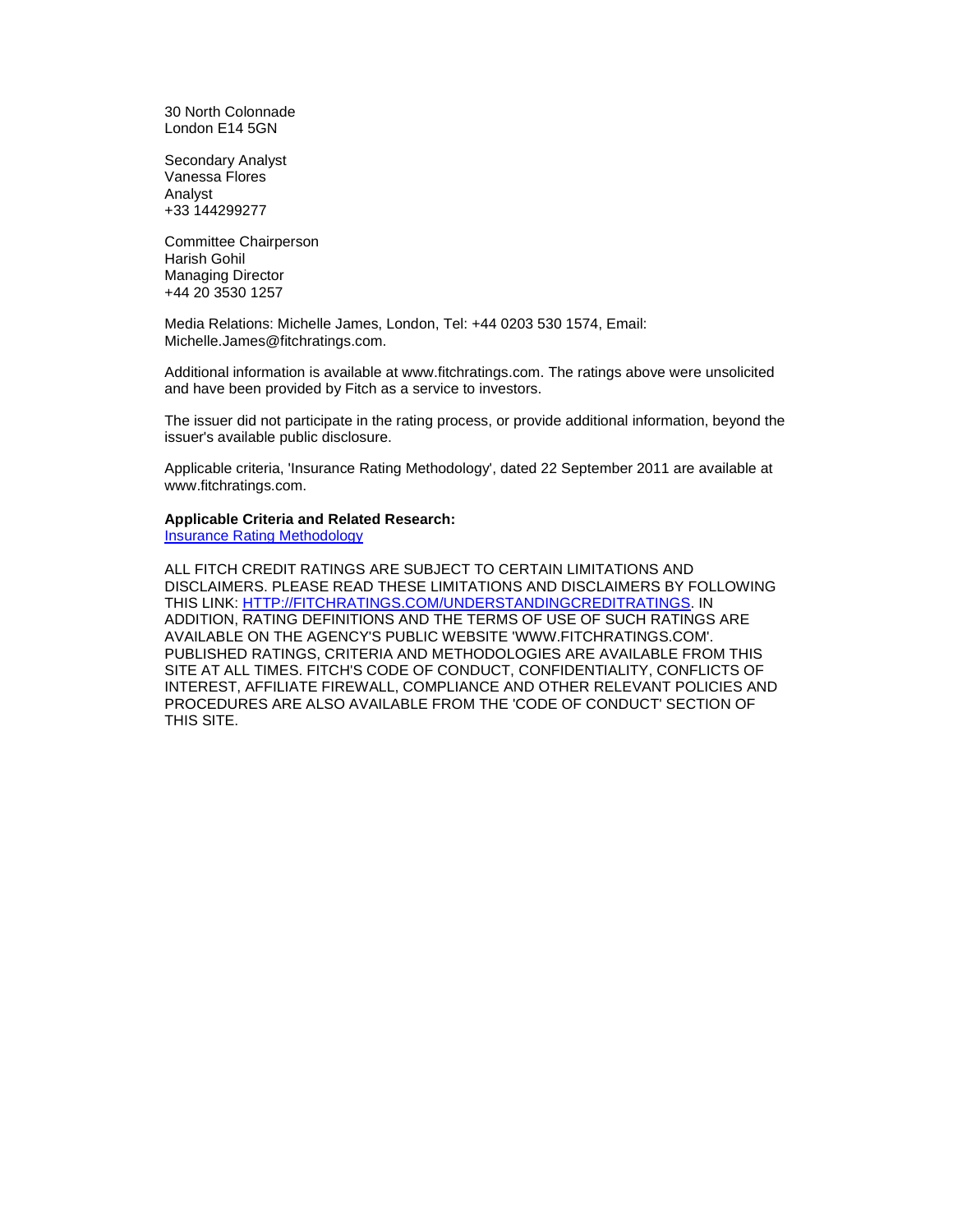30 North Colonnade
London E14 5GN

Secondary Analyst
Vanessa Flores
Analyst
+33 144299277

Committee Chairperson
Harish Gohil
Managing Director
+44 20 3530 1257

Media Relations: Michelle James, London, Tel: +44 0203 530 1574, Email: Michelle.James@fitchratings.com.

Additional information is available at www.fitchratings.com. The ratings above were unsolicited and have been provided by Fitch as a service to investors.

The issuer did not participate in the rating process, or provide additional information, beyond the issuer's available public disclosure.

Applicable criteria, 'Insurance Rating Methodology', dated 22 September 2011 are available at www.fitchratings.com.

**Applicable Criteria and Related Research:**
Insurance Rating Methodology

ALL FITCH CREDIT RATINGS ARE SUBJECT TO CERTAIN LIMITATIONS AND DISCLAIMERS. PLEASE READ THESE LIMITATIONS AND DISCLAIMERS BY FOLLOWING THIS LINK: HTTP://FITCHRATINGS.COM/UNDERSTANDINGCREDITRATINGS. IN ADDITION, RATING DEFINITIONS AND THE TERMS OF USE OF SUCH RATINGS ARE AVAILABLE ON THE AGENCY'S PUBLIC WEBSITE 'WWW.FITCHRATINGS.COM'. PUBLISHED RATINGS, CRITERIA AND METHODOLOGIES ARE AVAILABLE FROM THIS SITE AT ALL TIMES. FITCH'S CODE OF CONDUCT, CONFIDENTIALITY, CONFLICTS OF INTEREST, AFFILIATE FIREWALL, COMPLIANCE AND OTHER RELEVANT POLICIES AND PROCEDURES ARE ALSO AVAILABLE FROM THE 'CODE OF CONDUCT' SECTION OF THIS SITE.